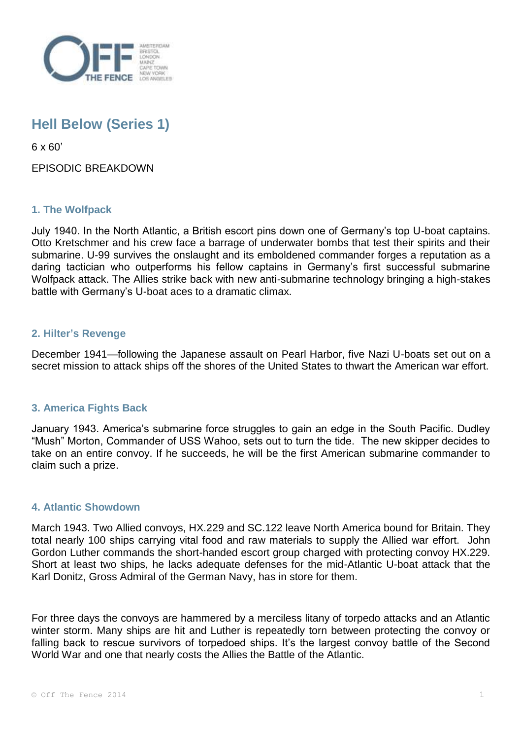# Hell Below (Series 1)

6 x 60'

EPISODIC BREAKDOWN

### 1. The Wolfpack

July 1940. In the North Atlantic, a British escort pins down one of Germany's top U-boat captains. Otto Kretschmer and his crew face a barrage of underwater bombs that test their spirits and their submarine. U-99 survives the onslaught and its emboldened commander forges a reputation as a daring tactician who outperforms his fellow captains in Germany's first successful submarine Wolfpack attack. The Allies strike back with new anti-submarine technology bringing a high-stakes battle with Germany's U-boat aces to a dramatic climax.

### 2. Hilter's Revenge

December 1941—following the Japanese assault on Pearl Harbor, five Nazi U-boats set out on a secret mission to attack ships off the shores of the United States to thwart the American war effort.

### 3. America Fights Back

January 1943. America's submarine force struggles to gain an edge in the South Pacific. Dudley "Mush" Morton, Commander of USS Wahoo, sets out to turn the tide. The new skipper decides to take on an entire convoy. If he succeeds, he will be the first American submarine commander to claim such a prize.

### 4. Atlantic Showdown

March 1943. Two Allied convoys, HX.229 and SC.122 leave North America bound for Britain. They total nearly 100 ships carrying vital food and raw materials to supply the Allied war effort. John Gordon Luther commands the short-handed escort group charged with protecting convoy HX.229. Short at least two ships, he lacks adequate defenses for the mid-Atlantic U-boat attack that the Karl Donitz, Gross Admiral of the German Navy, has in store for them.

For three days the convoys are hammered by a merciless litany of torpedo attacks and an Atlantic winter storm. Many ships are hit and Luther is repeatedly torn between protecting the convoy or falling back to rescue survivors of torpedoed ships. It's the largest convoy battle of the Second World War and one that nearly costs the Allies the Battle of the Atlantic.

© Off The Fence 2014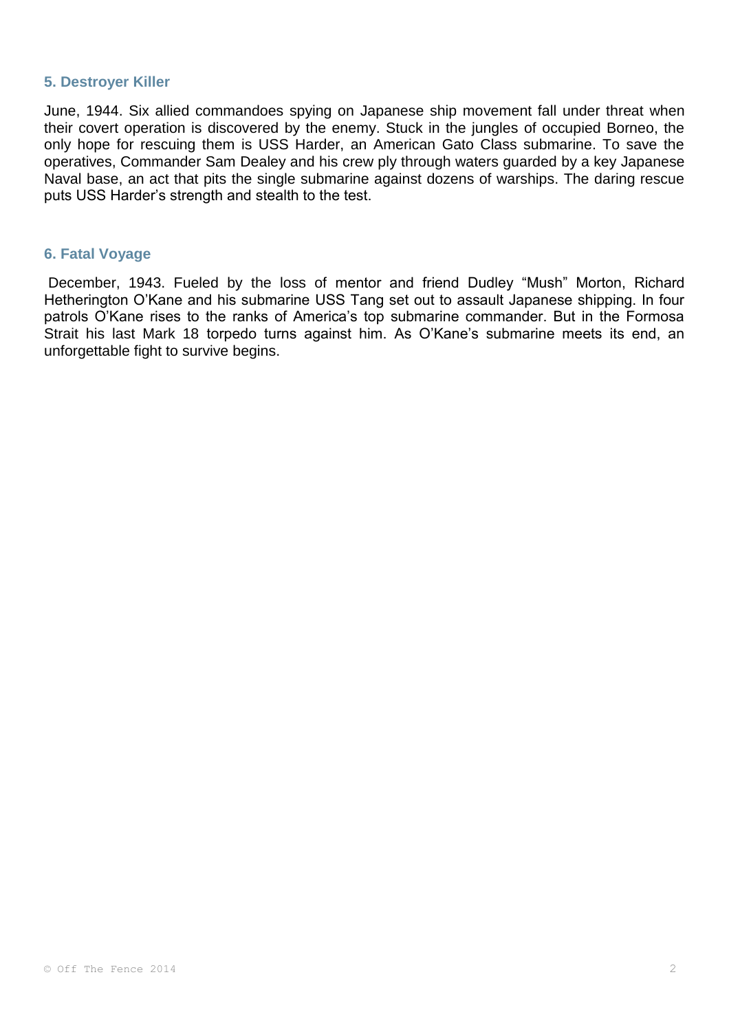### 5. Destroyer Killer

June, 1944. Six allied commandoes spying on Japanese ship movement fall under threat when their covert operation is discovered by the enemy. Stuck in the jungles of occupied Borneo, the only hope for rescuing them is USS Harder, an American Gato Class submarine. To save the operatives, Commander Sam Dealey and his crew ply through waters guarded by a key Japanese Naval base, an act that pits the single submarine against dozens of warships. The daring rescue puts USS Harder's strength and stealth to the test.

### 6. Fatal Voyage

December, 1943. Fueled by the loss of mentor and friend Dudley "Mush" Morton, Richard Hetherington O'Kane and his submarine USS Tang set out to assault Japanese shipping. In four patrols O'Kane rises to the ranks of America's top submarine commander. But in the Formosa Strait his last Mark 18 torpedo turns against him. As O'Kane's submarine meets its end, an unforgettable fight to survive begins.

© Off The Fence 2014